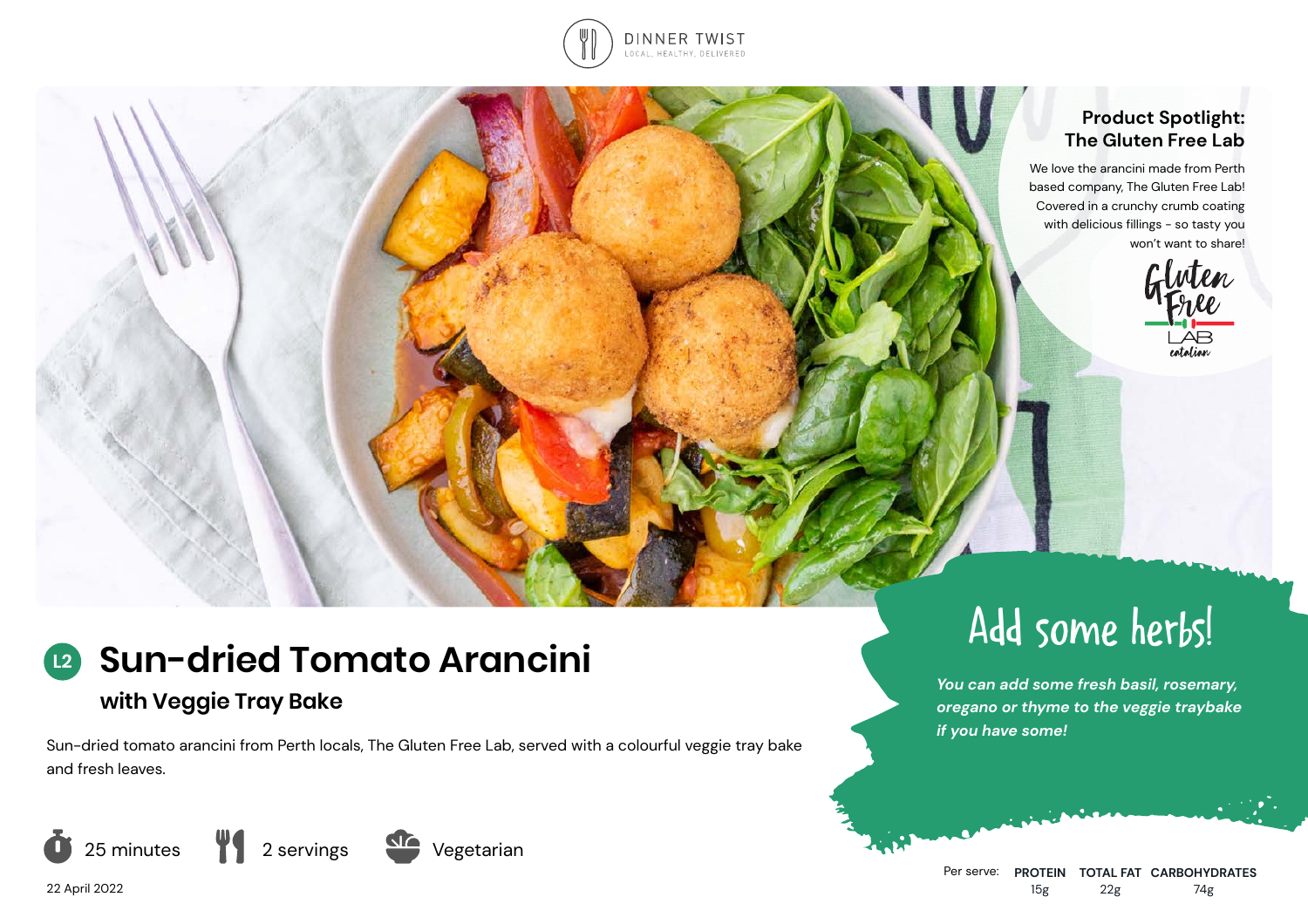DINNER TWIST
LOCAL, HEALTHY, DELIVERED

## Product Spotlight: The Gluten Free Lab

We love the arancini made from Perth based company, The Gluten Free Lab! Covered in a crunchy crumb coating with delicious fillings - so tasty you won't want to share!

Gluten Free LAB catalan

# L2 Sun-dried Tomato Arancini

## with Veggie Tray Bake

Sun-dried tomato arancini from Perth locals, The Gluten Free Lab, served with a colourful veggie tray bake and fresh leaves.

25 minutes | 2 servings | Vegetarian

22 April 2022

## Add some herbs!

*You can add some fresh basil, rosemary, oregano or thyme to the veggie traybake if you have some!*

| Per serve: | PROTEIN | TOTAL FAT | CARBOHYDRATES |
|---|---|---|---|
| | 15g | 22g | 74g |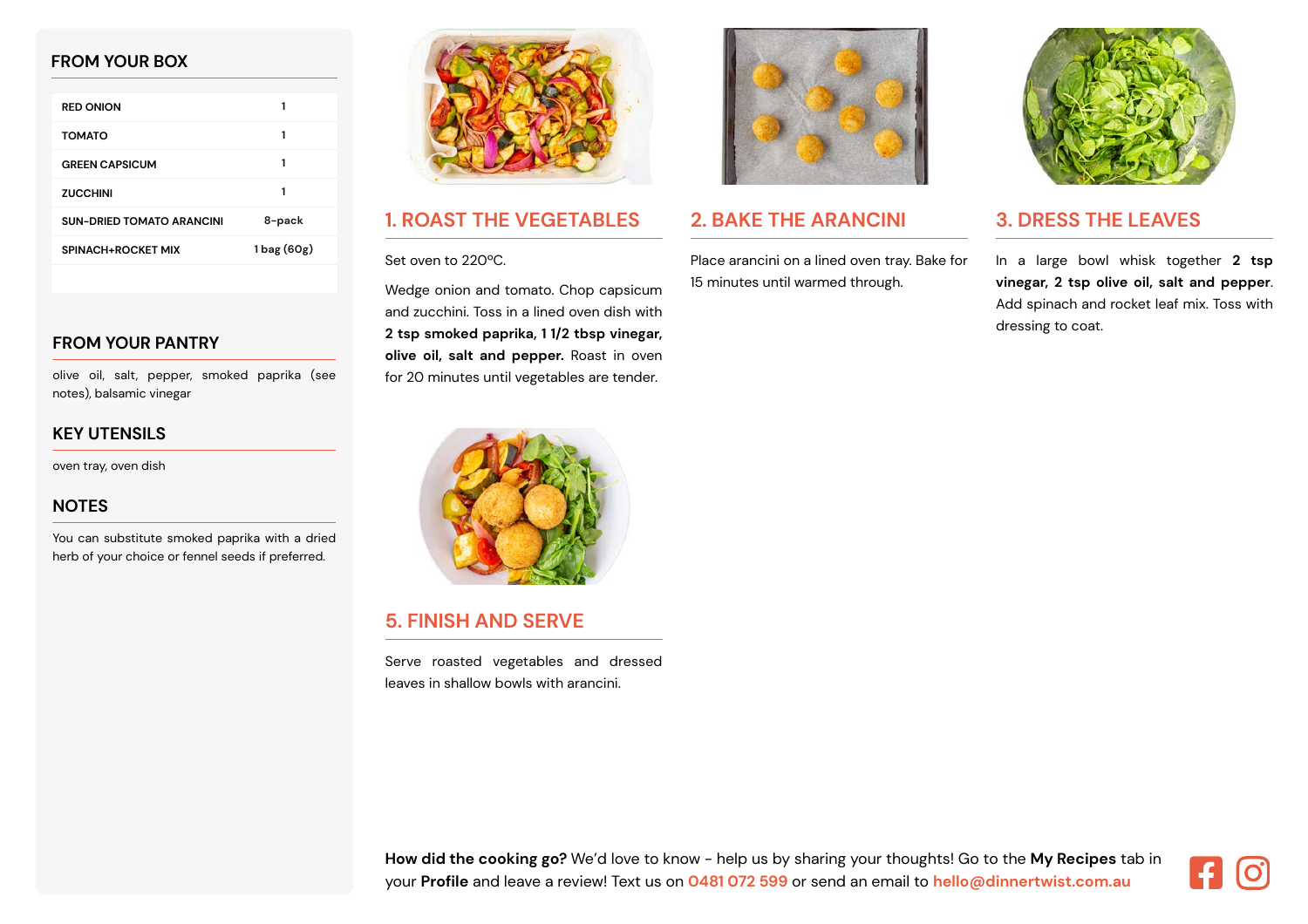## FROM YOUR BOX

| | |
|---|---|
| RED ONION | 1 |
| TOMATO | 1 |
| GREEN CAPSICUM | 1 |
| ZUCCHINI | 1 |
| SUN-DRIED TOMATO ARANCINI | 8-pack |
| SPINACH+ROCKET MIX | 1 bag (60g) |

## FROM YOUR PANTRY

olive oil, salt, pepper, smoked paprika (see notes), balsamic vinegar

## KEY UTENSILS

oven tray, oven dish

## NOTES

You can substitute smoked paprika with a dried herb of your choice or fennel seeds if preferred.

## 1. ROAST THE VEGETABLES

Set oven to 220ºC.

Wedge onion and tomato. Chop capsicum and zucchini. Toss in a lined oven dish with **2 tsp smoked paprika, 1 1/2 tbsp vinegar, olive oil, salt and pepper.** Roast in oven for 20 minutes until vegetables are tender.

## 2. BAKE THE ARANCINI

Place arancini on a lined oven tray. Bake for 15 minutes until warmed through.

## 3. DRESS THE LEAVES

In a large bowl whisk together **2 tsp vinegar, 2 tsp olive oil, salt and pepper**. Add spinach and rocket leaf mix. Toss with dressing to coat.

## 5. FINISH AND SERVE

Serve roasted vegetables and dressed leaves in shallow bowls with arancini.

**How did the cooking go?** We'd love to know - help us by sharing your thoughts! Go to the **My Recipes** tab in your **Profile** and leave a review! Text us on 0481 072 599 or send an email to hello@dinnertwist.com.au